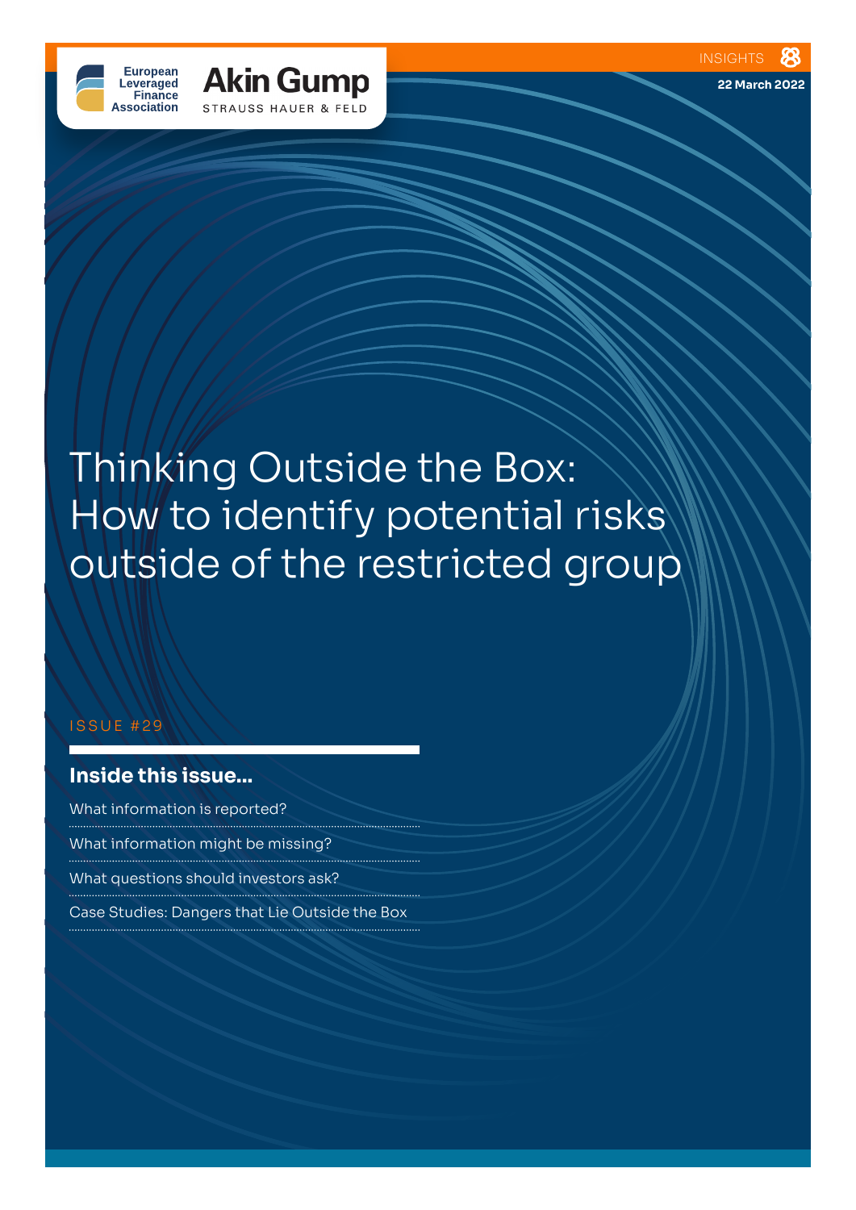European Leveraged Finance Association

Akin Gump STRAUSS HAUER & FELD

INSIGHTS

22 March 2022

# Thinking Outside the Box: How to identify potential risks outside of the restricted group

ISSUE #29

## Inside this issue...

- What information is reported?
- What information might be missing?
- What questions should investors ask?
- Case Studies: Dangers that Lie Outside the Box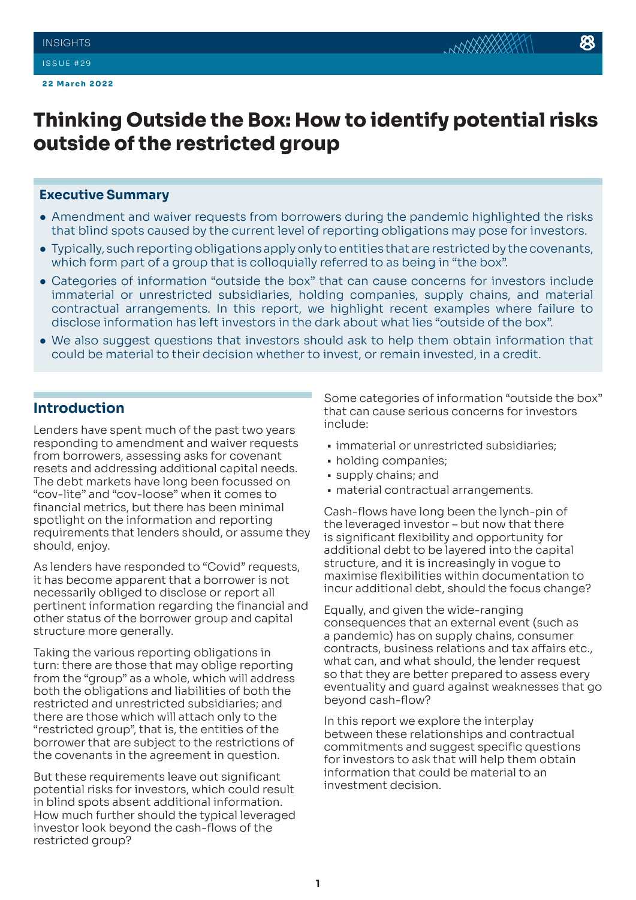22 March 2022

# Thinking Outside the Box: How to identify potential risks outside of the restricted group

### Executive Summary

- Amendment and waiver requests from borrowers during the pandemic highlighted the risks that blind spots caused by the current level of reporting obligations may pose for investors.
- Typically, such reporting obligations apply only to entities that are restricted by the covenants, which form part of a group that is colloquially referred to as being in "the box".
- Categories of information "outside the box" that can cause concerns for investors include immaterial or unrestricted subsidiaries, holding companies, supply chains, and material contractual arrangements. In this report, we highlight recent examples where failure to disclose information has left investors in the dark about what lies "outside of the box".
- We also suggest questions that investors should ask to help them obtain information that could be material to their decision whether to invest, or remain invested, in a credit.

## Introduction

Lenders have spent much of the past two years responding to amendment and waiver requests from borrowers, assessing asks for covenant resets and addressing additional capital needs. The debt markets have long been focussed on "cov-lite" and "cov-loose" when it comes to financial metrics, but there has been minimal spotlight on the information and reporting requirements that lenders should, or assume they should, enjoy.

As lenders have responded to "Covid" requests, it has become apparent that a borrower is not necessarily obliged to disclose or report all pertinent information regarding the financial and other status of the borrower group and capital structure more generally.

Taking the various reporting obligations in turn: there are those that may oblige reporting from the "group" as a whole, which will address both the obligations and liabilities of both the restricted and unrestricted subsidiaries; and there are those which will attach only to the "restricted group", that is, the entities of the borrower that are subject to the restrictions of the covenants in the agreement in question.

But these requirements leave out significant potential risks for investors, which could result in blind spots absent additional information. How much further should the typical leveraged investor look beyond the cash-flows of the restricted group?

Some categories of information "outside the box" that can cause serious concerns for investors include:

- immaterial or unrestricted subsidiaries;
- holding companies;
- supply chains; and
- material contractual arrangements.

Cash-flows have long been the lynch-pin of the leveraged investor – but now that there is significant flexibility and opportunity for additional debt to be layered into the capital structure, and it is increasingly in vogue to maximise flexibilities within documentation to incur additional debt, should the focus change?

Equally, and given the wide-ranging consequences that an external event (such as a pandemic) has on supply chains, consumer contracts, business relations and tax affairs etc., what can, and what should, the lender request so that they are better prepared to assess every eventuality and guard against weaknesses that go beyond cash-flow?

In this report we explore the interplay between these relationships and contractual commitments and suggest specific questions for investors to ask that will help them obtain information that could be material to an investment decision.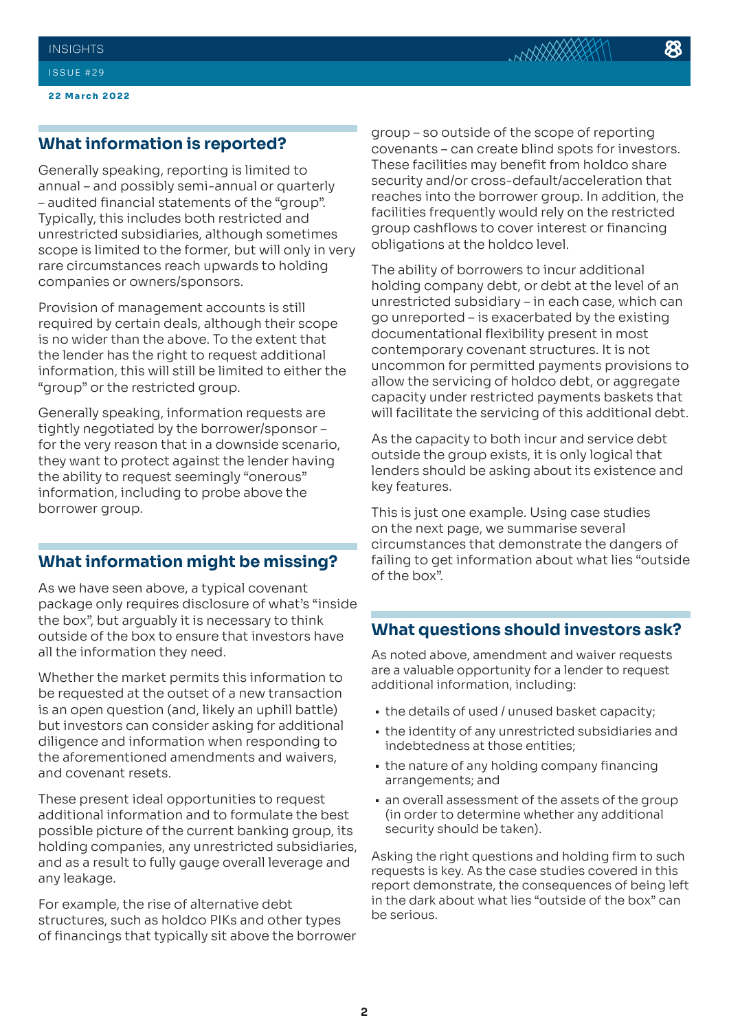## What information is reported?

Generally speaking, reporting is limited to annual – and possibly semi-annual or quarterly – audited financial statements of the "group". Typically, this includes both restricted and unrestricted subsidiaries, although sometimes scope is limited to the former, but will only in very rare circumstances reach upwards to holding companies or owners/sponsors.

Provision of management accounts is still required by certain deals, although their scope is no wider than the above. To the extent that the lender has the right to request additional information, this will still be limited to either the "group" or the restricted group.

Generally speaking, information requests are tightly negotiated by the borrower/sponsor – for the very reason that in a downside scenario, they want to protect against the lender having the ability to request seemingly "onerous" information, including to probe above the borrower group.

## What information might be missing?

As we have seen above, a typical covenant package only requires disclosure of what's "inside the box", but arguably it is necessary to think outside of the box to ensure that investors have all the information they need.

Whether the market permits this information to be requested at the outset of a new transaction is an open question (and, likely an uphill battle) but investors can consider asking for additional diligence and information when responding to the aforementioned amendments and waivers, and covenant resets.

These present ideal opportunities to request additional information and to formulate the best possible picture of the current banking group, its holding companies, any unrestricted subsidiaries, and as a result to fully gauge overall leverage and any leakage.

For example, the rise of alternative debt structures, such as holdco PIKs and other types of financings that typically sit above the borrower group – so outside of the scope of reporting covenants – can create blind spots for investors. These facilities may benefit from holdco share security and/or cross-default/acceleration that reaches into the borrower group. In addition, the facilities frequently would rely on the restricted group cashflows to cover interest or financing obligations at the holdco level.

The ability of borrowers to incur additional holding company debt, or debt at the level of an unrestricted subsidiary – in each case, which can go unreported – is exacerbated by the existing documentational flexibility present in most contemporary covenant structures. It is not uncommon for permitted payments provisions to allow the servicing of holdco debt, or aggregate capacity under restricted payments baskets that will facilitate the servicing of this additional debt.

As the capacity to both incur and service debt outside the group exists, it is only logical that lenders should be asking about its existence and key features.

This is just one example. Using case studies on the next page, we summarise several circumstances that demonstrate the dangers of failing to get information about what lies "outside of the box".

## What questions should investors ask?

As noted above, amendment and waiver requests are a valuable opportunity for a lender to request additional information, including:

- the details of used / unused basket capacity;
- the identity of any unrestricted subsidiaries and indebtedness at those entities;
- the nature of any holding company financing arrangements; and
- an overall assessment of the assets of the group (in order to determine whether any additional security should be taken).

Asking the right questions and holding firm to such requests is key. As the case studies covered in this report demonstrate, the consequences of being left in the dark about what lies "outside of the box" can be serious.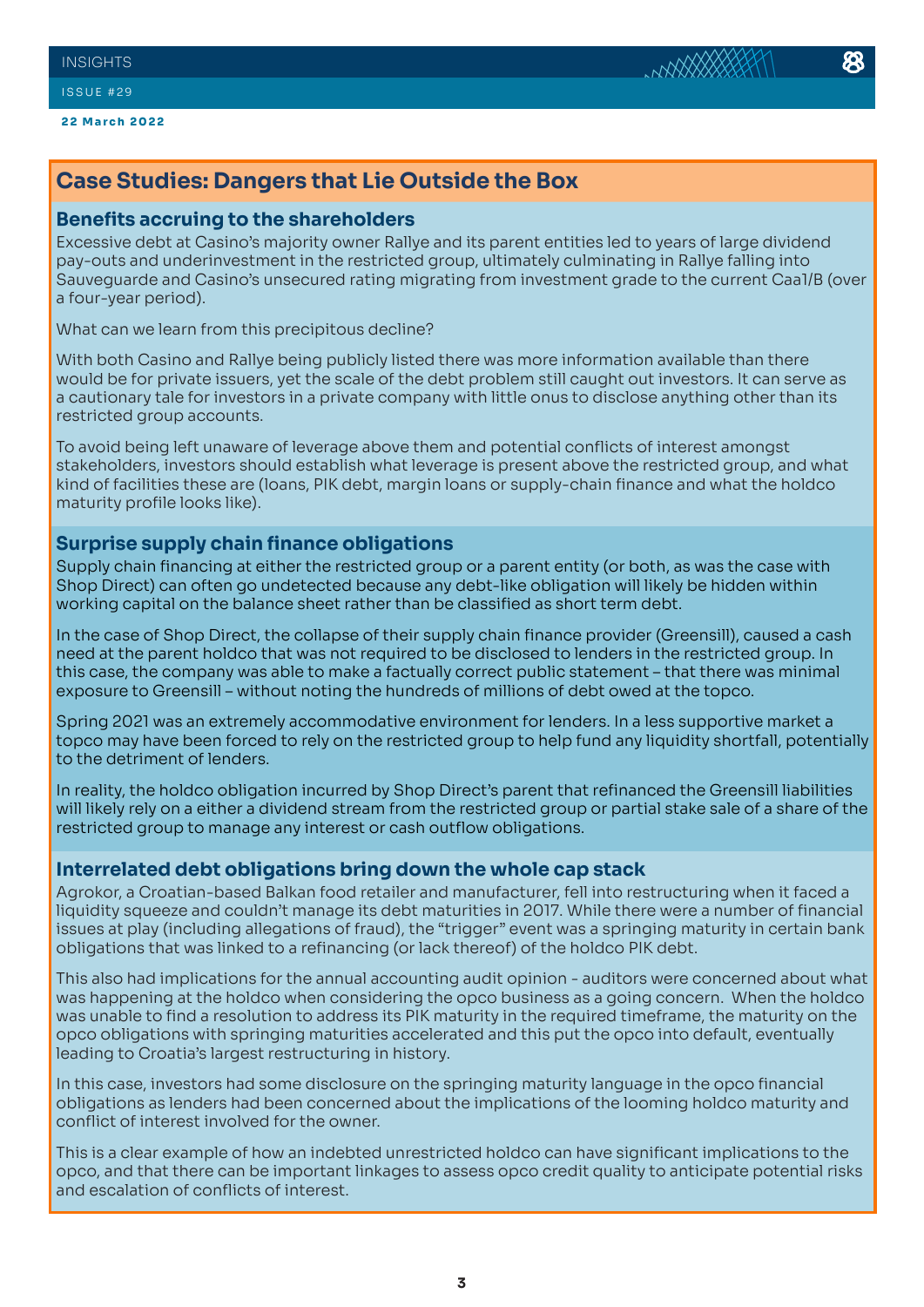## Case Studies: Dangers that Lie Outside the Box

### Benefits accruing to the shareholders

Excessive debt at Casino's majority owner Rallye and its parent entities led to years of large dividend pay-outs and underinvestment in the restricted group, ultimately culminating in Rallye falling into Sauveguarde and Casino's unsecured rating migrating from investment grade to the current Caa1/B (over a four-year period).

What can we learn from this precipitous decline?

With both Casino and Rallye being publicly listed there was more information available than there would be for private issuers, yet the scale of the debt problem still caught out investors. It can serve as a cautionary tale for investors in a private company with little onus to disclose anything other than its restricted group accounts.

To avoid being left unaware of leverage above them and potential conflicts of interest amongst stakeholders, investors should establish what leverage is present above the restricted group, and what kind of facilities these are (loans, PIK debt, margin loans or supply-chain finance and what the holdco maturity profile looks like).

### Surprise supply chain finance obligations

Supply chain financing at either the restricted group or a parent entity (or both, as was the case with Shop Direct) can often go undetected because any debt-like obligation will likely be hidden within working capital on the balance sheet rather than be classified as short term debt.

In the case of Shop Direct, the collapse of their supply chain finance provider (Greensill), caused a cash need at the parent holdco that was not required to be disclosed to lenders in the restricted group. In this case, the company was able to make a factually correct public statement – that there was minimal exposure to Greensill – without noting the hundreds of millions of debt owed at the topco.

Spring 2021 was an extremely accommodative environment for lenders. In a less supportive market a topco may have been forced to rely on the restricted group to help fund any liquidity shortfall, potentially to the detriment of lenders.

In reality, the holdco obligation incurred by Shop Direct's parent that refinanced the Greensill liabilities will likely rely on a either a dividend stream from the restricted group or partial stake sale of a share of the restricted group to manage any interest or cash outflow obligations.

### Interrelated debt obligations bring down the whole cap stack

Agrokor, a Croatian-based Balkan food retailer and manufacturer, fell into restructuring when it faced a liquidity squeeze and couldn't manage its debt maturities in 2017. While there were a number of financial issues at play (including allegations of fraud), the "trigger" event was a springing maturity in certain bank obligations that was linked to a refinancing (or lack thereof) of the holdco PIK debt.

This also had implications for the annual accounting audit opinion - auditors were concerned about what was happening at the holdco when considering the opco business as a going concern. When the holdco was unable to find a resolution to address its PIK maturity in the required timeframe, the maturity on the opco obligations with springing maturities accelerated and this put the opco into default, eventually leading to Croatia's largest restructuring in history.

In this case, investors had some disclosure on the springing maturity language in the opco financial obligations as lenders had been concerned about the implications of the looming holdco maturity and conflict of interest involved for the owner.

This is a clear example of how an indebted unrestricted holdco can have significant implications to the opco, and that there can be important linkages to assess opco credit quality to anticipate potential risks and escalation of conflicts of interest.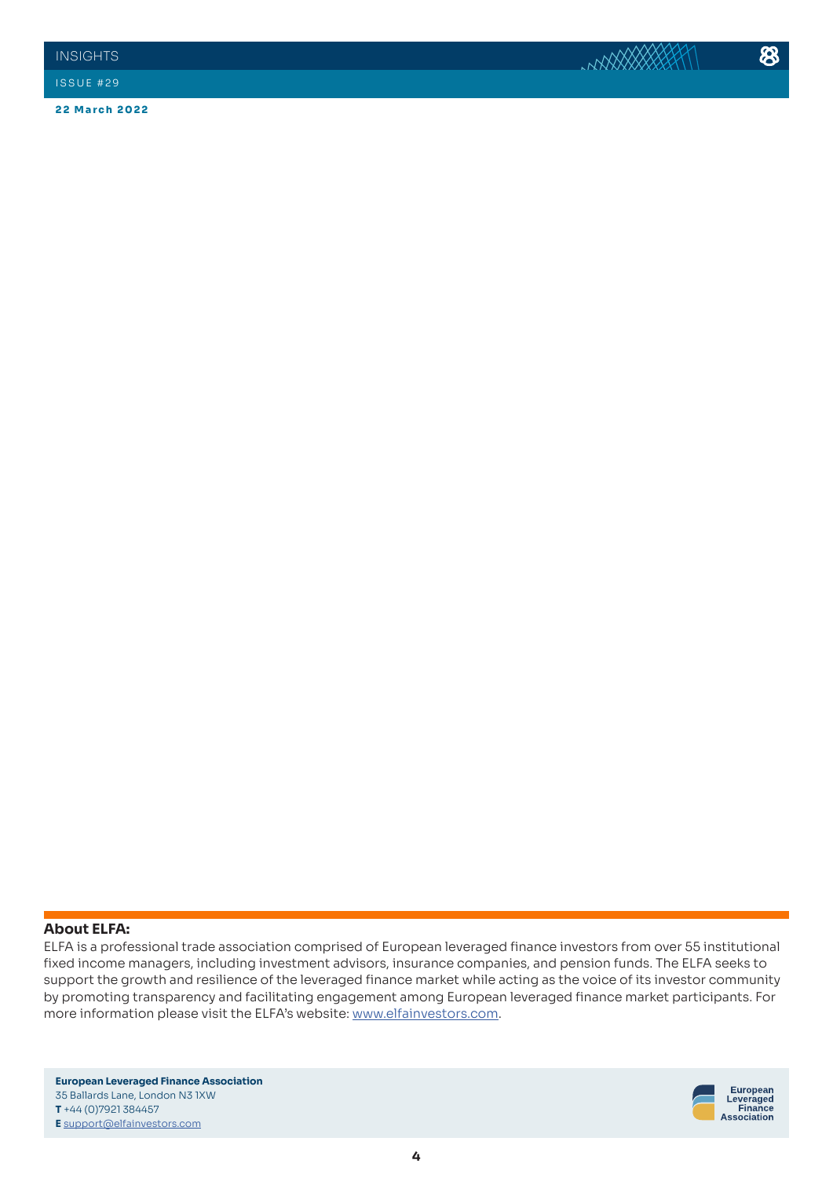## About ELFA:

ELFA is a professional trade association comprised of European leveraged finance investors from over 55 institutional fixed income managers, including investment advisors, insurance companies, and pension funds. The ELFA seeks to support the growth and resilience of the leveraged finance market while acting as the voice of its investor community by promoting transparency and facilitating engagement among European leveraged finance market participants. For more information please visit the ELFA's website: www.elfainvestors.com.

**European Leveraged Finance Association**
35 Ballards Lane, London N3 1XW
**T** +44 (0)7921 384457
**E** support@elfainvestors.com